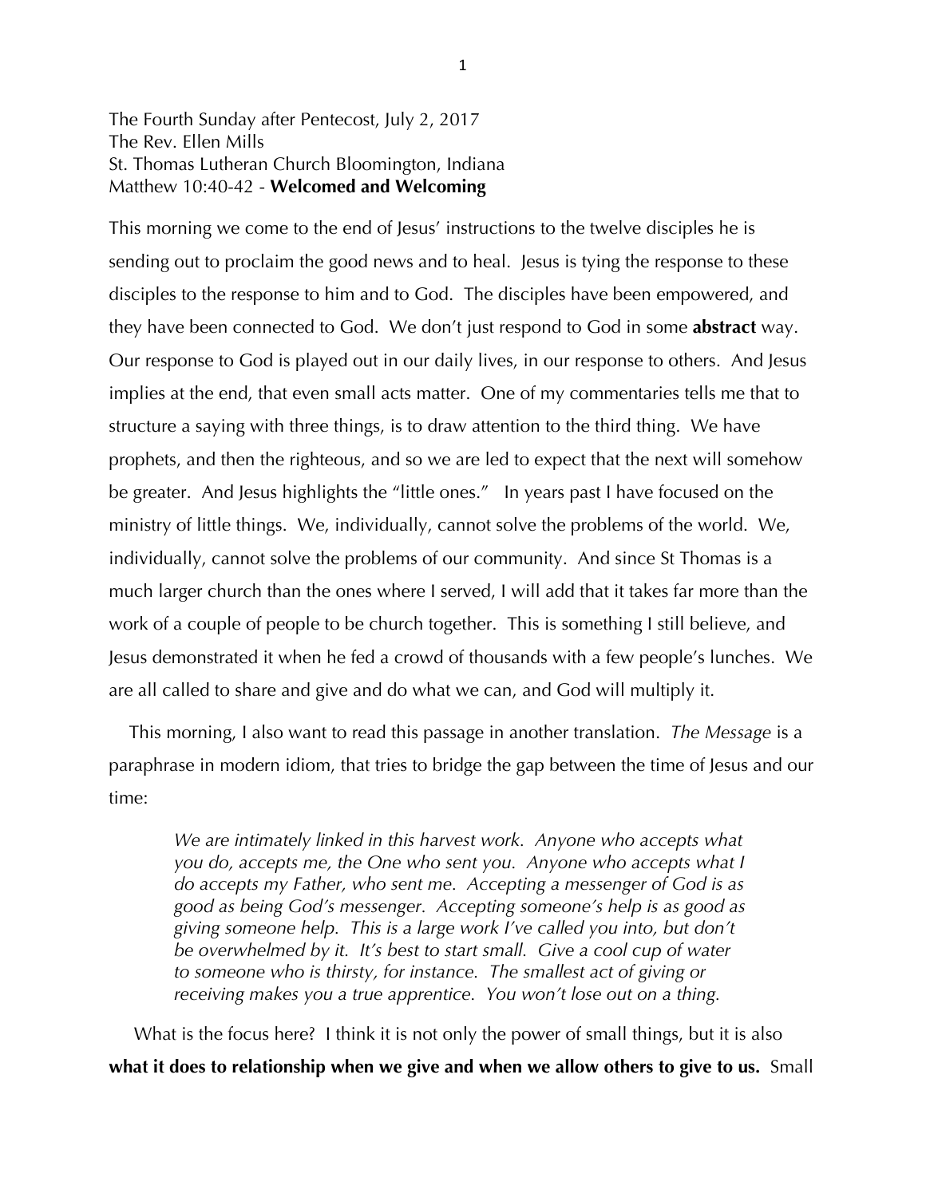The Fourth Sunday after Pentecost, July 2, 2017
The Rev. Ellen Mills
St. Thomas Lutheran Church Bloomington, Indiana
Matthew 10:40-42 - **Welcomed and Welcoming**

This morning we come to the end of Jesus' instructions to the twelve disciples he is sending out to proclaim the good news and to heal. Jesus is tying the response to these disciples to the response to him and to God. The disciples have been empowered, and they have been connected to God. We don't just respond to God in some **abstract** way. Our response to God is played out in our daily lives, in our response to others. And Jesus implies at the end, that even small acts matter. One of my commentaries tells me that to structure a saying with three things, is to draw attention to the third thing. We have prophets, and then the righteous, and so we are led to expect that the next will somehow be greater. And Jesus highlights the "little ones." In years past I have focused on the ministry of little things. We, individually, cannot solve the problems of the world. We, individually, cannot solve the problems of our community. And since St Thomas is a much larger church than the ones where I served, I will add that it takes far more than the work of a couple of people to be church together. This is something I still believe, and Jesus demonstrated it when he fed a crowd of thousands with a few people's lunches. We are all called to share and give and do what we can, and God will multiply it.

This morning, I also want to read this passage in another translation. *The Message* is a paraphrase in modern idiom, that tries to bridge the gap between the time of Jesus and our time:

> *We are intimately linked in this harvest work. Anyone who accepts what you do, accepts me, the One who sent you. Anyone who accepts what I do accepts my Father, who sent me. Accepting a messenger of God is as good as being God's messenger. Accepting someone's help is as good as giving someone help. This is a large work I've called you into, but don't be overwhelmed by it. It's best to start small. Give a cool cup of water to someone who is thirsty, for instance. The smallest act of giving or receiving makes you a true apprentice. You won't lose out on a thing.*

What is the focus here? I think it is not only the power of small things, but it is also **what it does to relationship when we give and when we allow others to give to us.** Small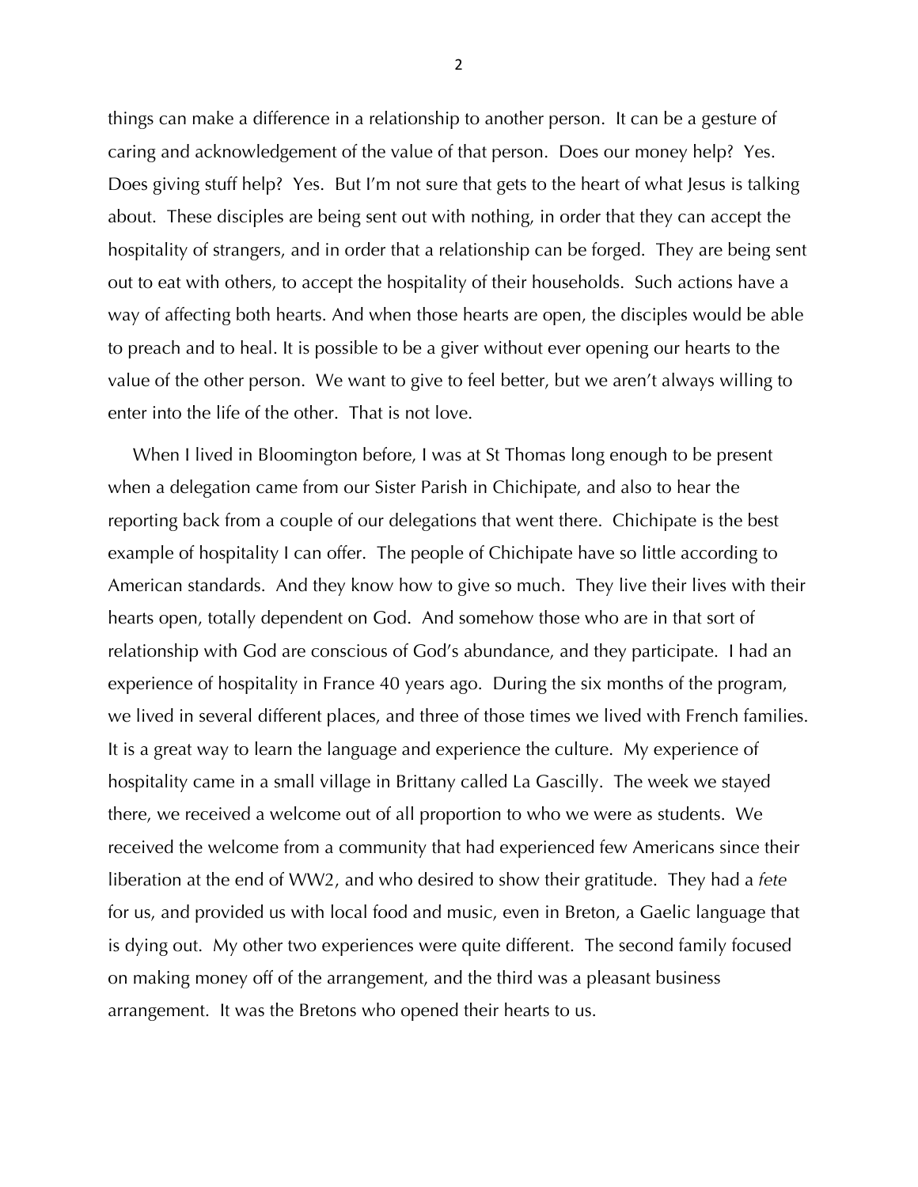things can make a difference in a relationship to another person. It can be a gesture of caring and acknowledgement of the value of that person. Does our money help? Yes. Does giving stuff help? Yes. But I'm not sure that gets to the heart of what Jesus is talking about. These disciples are being sent out with nothing, in order that they can accept the hospitality of strangers, and in order that a relationship can be forged. They are being sent out to eat with others, to accept the hospitality of their households. Such actions have a way of affecting both hearts. And when those hearts are open, the disciples would be able to preach and to heal. It is possible to be a giver without ever opening our hearts to the value of the other person. We want to give to feel better, but we aren't always willing to enter into the life of the other. That is not love.

When I lived in Bloomington before, I was at St Thomas long enough to be present when a delegation came from our Sister Parish in Chichipate, and also to hear the reporting back from a couple of our delegations that went there. Chichipate is the best example of hospitality I can offer. The people of Chichipate have so little according to American standards. And they know how to give so much. They live their lives with their hearts open, totally dependent on God. And somehow those who are in that sort of relationship with God are conscious of God's abundance, and they participate. I had an experience of hospitality in France 40 years ago. During the six months of the program, we lived in several different places, and three of those times we lived with French families. It is a great way to learn the language and experience the culture. My experience of hospitality came in a small village in Brittany called La Gascilly. The week we stayed there, we received a welcome out of all proportion to who we were as students. We received the welcome from a community that had experienced few Americans since their liberation at the end of WW2, and who desired to show their gratitude. They had a *fete* for us, and provided us with local food and music, even in Breton, a Gaelic language that is dying out. My other two experiences were quite different. The second family focused on making money off of the arrangement, and the third was a pleasant business arrangement. It was the Bretons who opened their hearts to us.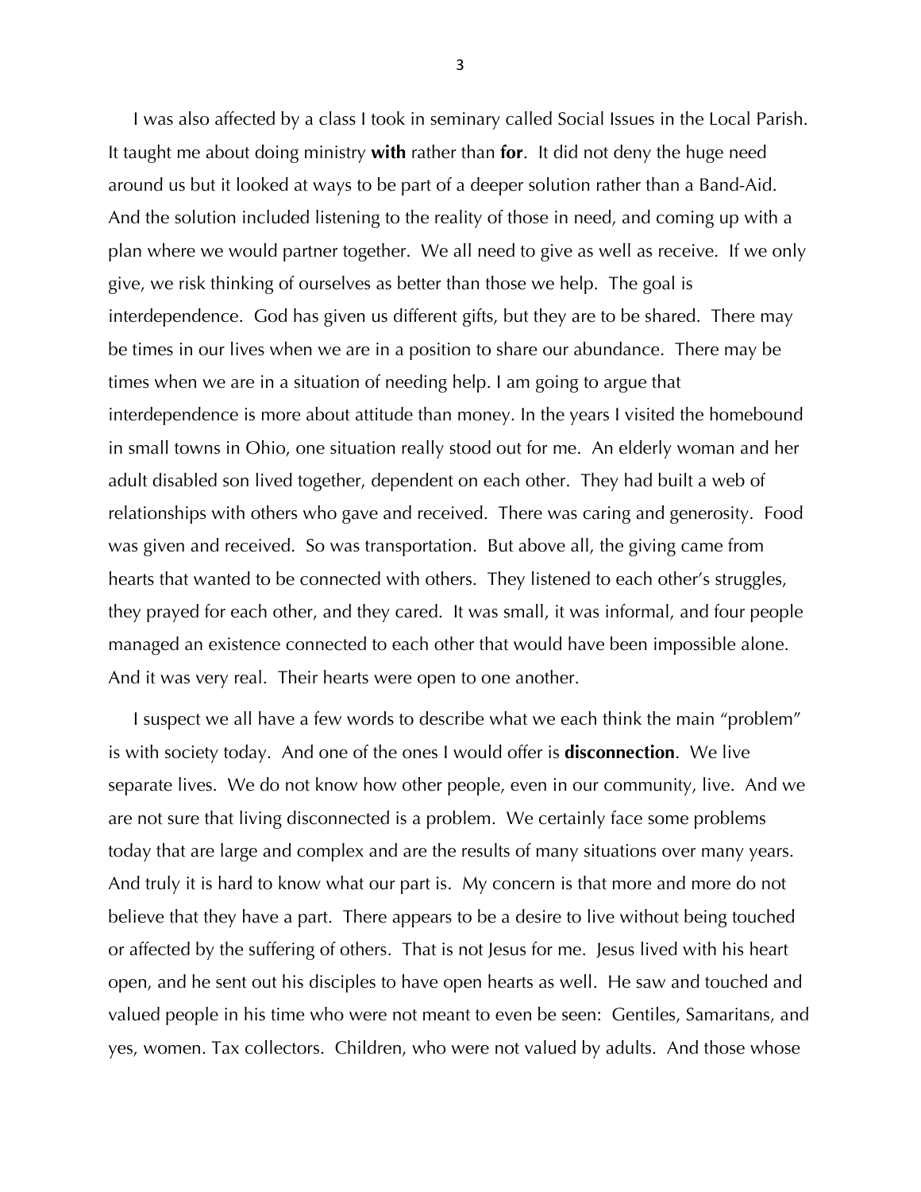I was also affected by a class I took in seminary called Social Issues in the Local Parish. It taught me about doing ministry **with** rather than **for**. It did not deny the huge need around us but it looked at ways to be part of a deeper solution rather than a Band-Aid. And the solution included listening to the reality of those in need, and coming up with a plan where we would partner together. We all need to give as well as receive. If we only give, we risk thinking of ourselves as better than those we help. The goal is interdependence. God has given us different gifts, but they are to be shared. There may be times in our lives when we are in a position to share our abundance. There may be times when we are in a situation of needing help. I am going to argue that interdependence is more about attitude than money. In the years I visited the homebound in small towns in Ohio, one situation really stood out for me. An elderly woman and her adult disabled son lived together, dependent on each other. They had built a web of relationships with others who gave and received. There was caring and generosity. Food was given and received. So was transportation. But above all, the giving came from hearts that wanted to be connected with others. They listened to each other's struggles, they prayed for each other, and they cared. It was small, it was informal, and four people managed an existence connected to each other that would have been impossible alone. And it was very real. Their hearts were open to one another.

I suspect we all have a few words to describe what we each think the main "problem" is with society today. And one of the ones I would offer is **disconnection**. We live separate lives. We do not know how other people, even in our community, live. And we are not sure that living disconnected is a problem. We certainly face some problems today that are large and complex and are the results of many situations over many years. And truly it is hard to know what our part is. My concern is that more and more do not believe that they have a part. There appears to be a desire to live without being touched or affected by the suffering of others. That is not Jesus for me. Jesus lived with his heart open, and he sent out his disciples to have open hearts as well. He saw and touched and valued people in his time who were not meant to even be seen: Gentiles, Samaritans, and yes, women. Tax collectors. Children, who were not valued by adults. And those whose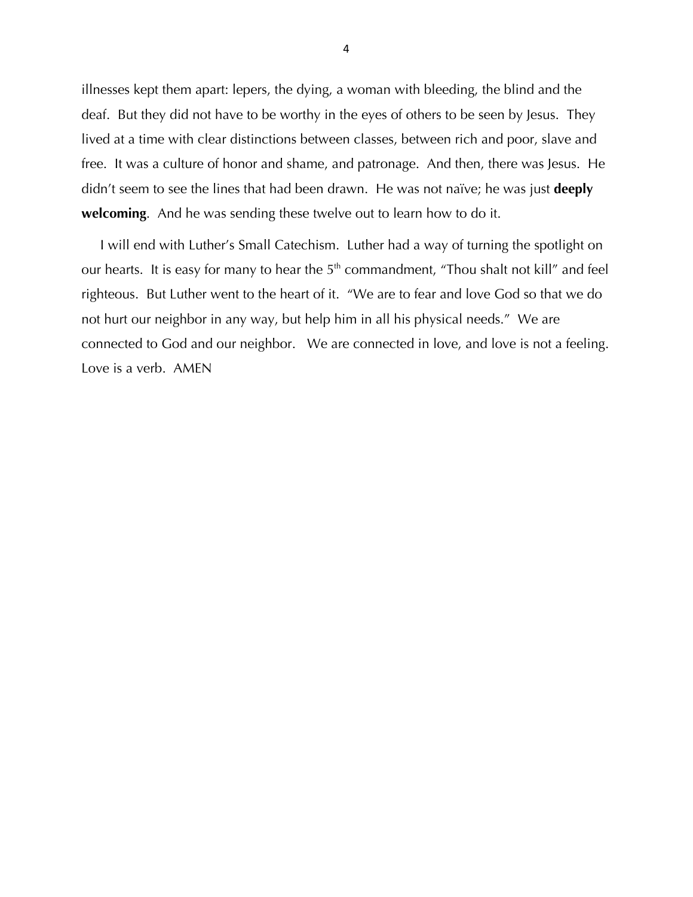illnesses kept them apart: lepers, the dying, a woman with bleeding, the blind and the deaf. But they did not have to be worthy in the eyes of others to be seen by Jesus. They lived at a time with clear distinctions between classes, between rich and poor, slave and free. It was a culture of honor and shame, and patronage. And then, there was Jesus. He didn't seem to see the lines that had been drawn. He was not naïve; he was just **deeply welcoming**. And he was sending these twelve out to learn how to do it.

I will end with Luther's Small Catechism. Luther had a way of turning the spotlight on our hearts. It is easy for many to hear the 5th commandment, "Thou shalt not kill" and feel righteous. But Luther went to the heart of it. "We are to fear and love God so that we do not hurt our neighbor in any way, but help him in all his physical needs." We are connected to God and our neighbor. We are connected in love, and love is not a feeling. Love is a verb. AMEN